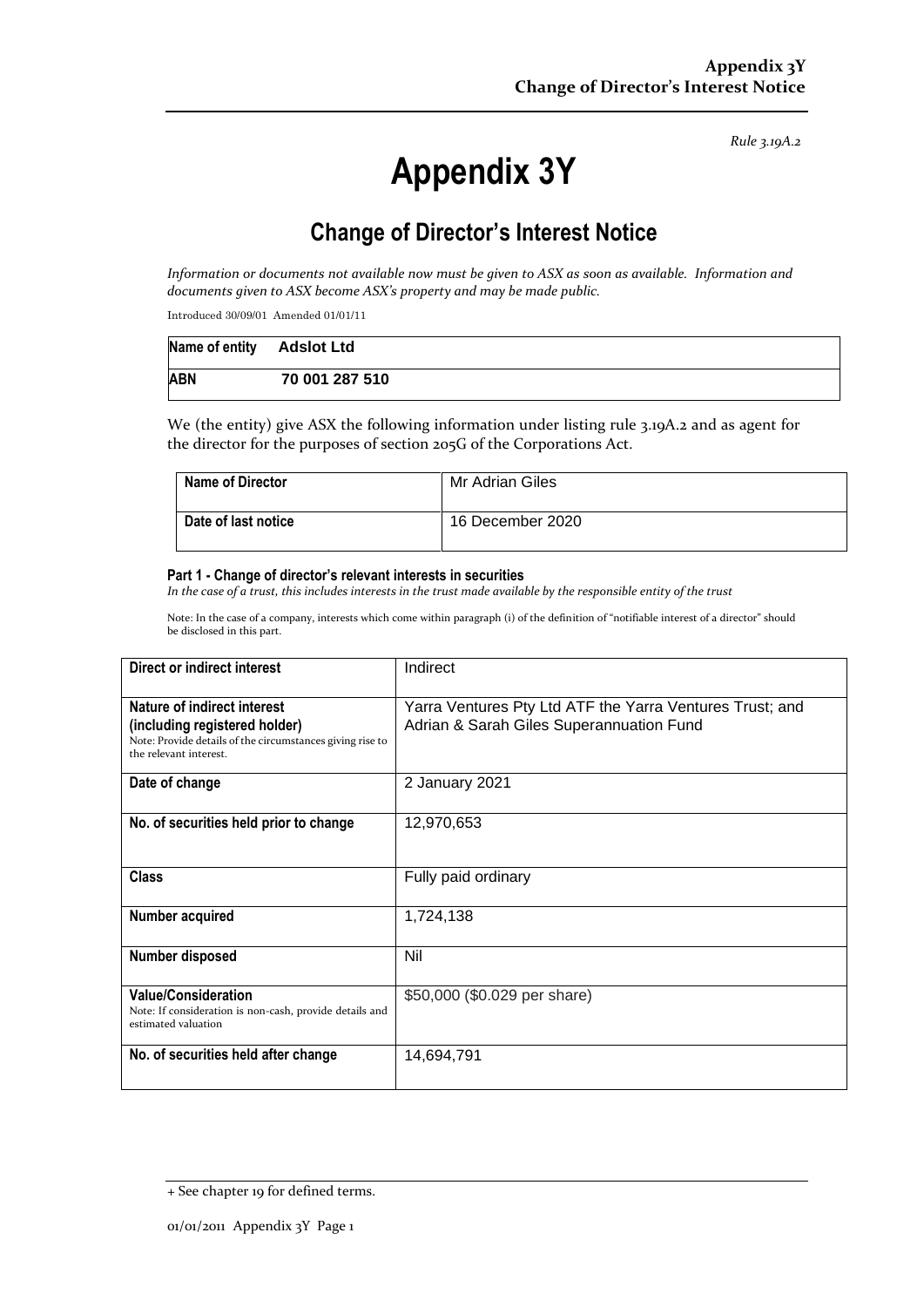*Rule 3.19A.2*

# Appendix 3Y

## Change of Director's Interest Notice

*Information or documents not available now must be given to ASX as soon as available. Information and documents given to ASX become ASX's property and may be made public.*

Introduced 30/09/01 Amended 01/01/11

| **Name of entity** | **Adslot Ltd** |
|---|---|
| **ABN** | **70 001 287 510** |

We (the entity) give ASX the following information under listing rule 3.19A.2 and as agent for the director for the purposes of section 205G of the Corporations Act.

| **Name of Director** | Mr Adrian Giles |
|---|---|
| **Date of last notice** | 16 December 2020 |

#### Part 1 - Change of director's relevant interests in securities

*In the case of a trust, this includes interests in the trust made available by the responsible entity of the trust*

Note: In the case of a company, interests which come within paragraph (i) of the definition of "notifiable interest of a director" should be disclosed in this part.

| **Direct or indirect interest** | Indirect |
|---|---|
| **Nature of indirect interest (including registered holder)** Note: Provide details of the circumstances giving rise to the relevant interest. | Yarra Ventures Pty Ltd ATF the Yarra Ventures Trust; and Adrian & Sarah Giles Superannuation Fund |
| **Date of change** | 2 January 2021 |
| **No. of securities held prior to change** | 12,970,653 |
| **Class** | Fully paid ordinary |
| **Number acquired** | 1,724,138 |
| **Number disposed** | Nil |
| **Value/Consideration** Note: If consideration is non-cash, provide details and estimated valuation | $50,000 ($0.029 per share) |
| **No. of securities held after change** | 14,694,791 |

+ See chapter 19 for defined terms.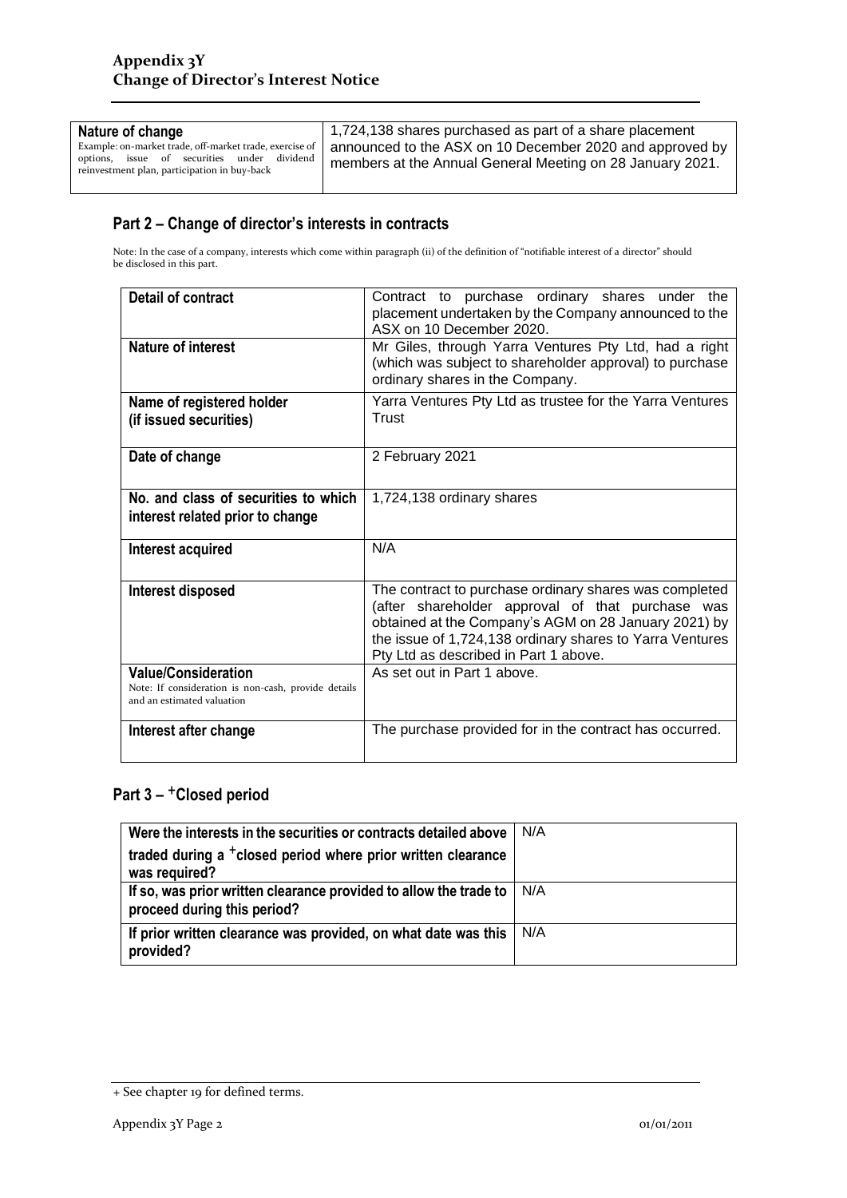## Appendix 3Y
## Change of Director's Interest Notice

| | |
|---|---|
| **Nature of change**<br>Example: on-market trade, off-market trade, exercise of options, issue of securities under dividend reinvestment plan, participation in buy-back | 1,724,138 shares purchased as part of a share placement announced to the ASX on 10 December 2020 and approved by members at the Annual General Meeting on 28 January 2021. |

## Part 2 – Change of director's interests in contracts

Note: In the case of a company, interests which come within paragraph (ii) of the definition of "notifiable interest of a director" should be disclosed in this part.

| | |
|---|---|
| **Detail of contract** | Contract to purchase ordinary shares under the placement undertaken by the Company announced to the ASX on 10 December 2020. |
| **Nature of interest** | Mr Giles, through Yarra Ventures Pty Ltd, had a right (which was subject to shareholder approval) to purchase ordinary shares in the Company. |
| **Name of registered holder (if issued securities)** | Yarra Ventures Pty Ltd as trustee for the Yarra Ventures Trust |
| **Date of change** | 2 February 2021 |
| **No. and class of securities to which interest related prior to change** | 1,724,138 ordinary shares |
| **Interest acquired** | N/A |
| **Interest disposed** | The contract to purchase ordinary shares was completed (after shareholder approval of that purchase was obtained at the Company's AGM on 28 January 2021) by the issue of 1,724,138 ordinary shares to Yarra Ventures Pty Ltd as described in Part 1 above. |
| **Value/Consideration**<br>Note: If consideration is non-cash, provide details and an estimated valuation | As set out in Part 1 above. |
| **Interest after change** | The purchase provided for in the contract has occurred. |

## Part 3 – +Closed period

| | |
|---|---|
| **Were the interests in the securities or contracts detailed above traded during a +closed period where prior written clearance was required?** | N/A |
| **If so, was prior written clearance provided to allow the trade to proceed during this period?** | N/A |
| **If prior written clearance was provided, on what date was this provided?** | N/A |

+ See chapter 19 for defined terms.